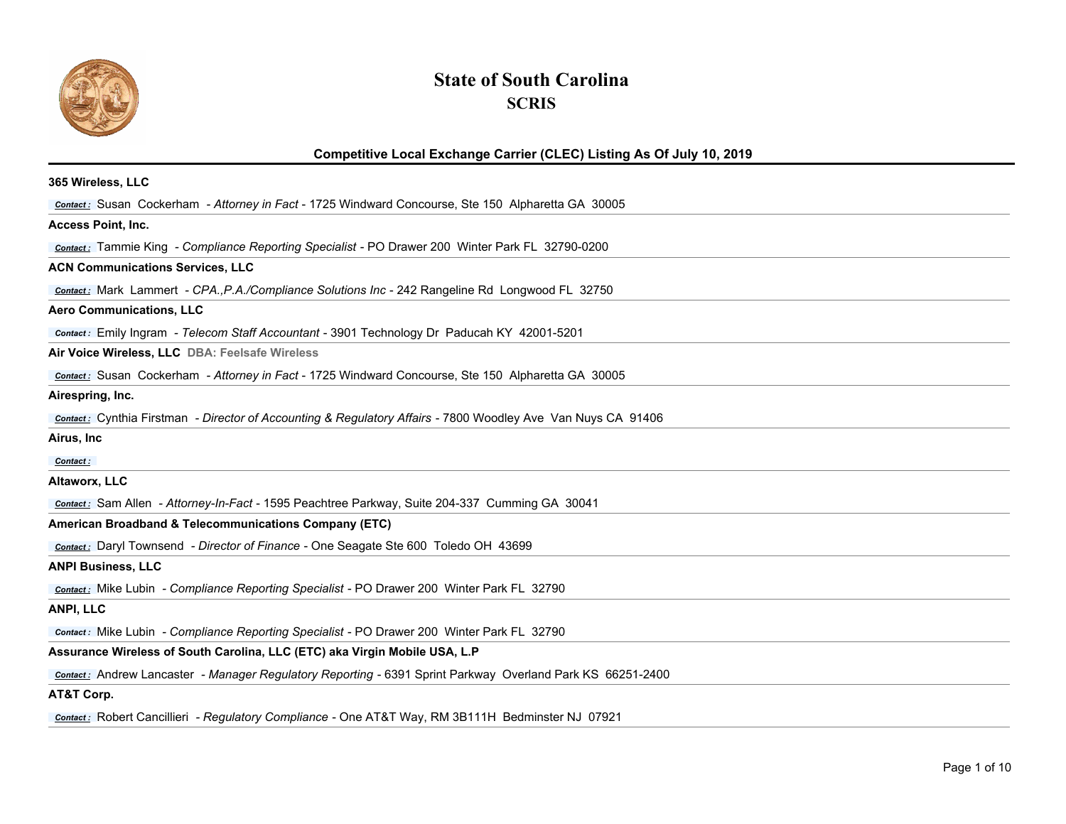# State of South Carolina

## SCRIS

### Competitive Local Exchange Carrier (CLEC) Listing As Of July 10, 2019

**365 Wireless, LLC**

*Contact :* Susan Cockerham - *Attorney in Fact* - 1725 Windward Concourse, Ste 150 Alpharetta GA 30005

**Access Point, Inc.**

*Contact :* Tammie King - *Compliance Reporting Specialist* - PO Drawer 200 Winter Park FL 32790-0200

**ACN Communications Services, LLC**

*Contact :* Mark Lammert - *CPA.,P.A./Compliance Solutions Inc* - 242 Rangeline Rd Longwood FL 32750

**Aero Communications, LLC**

*Contact :* Emily Ingram - *Telecom Staff Accountant* - 3901 Technology Dr Paducah KY 42001-5201

**Air Voice Wireless, LLC** DBA: Feelsafe Wireless

*Contact :* Susan Cockerham - *Attorney in Fact* - 1725 Windward Concourse, Ste 150 Alpharetta GA 30005

**Airespring, Inc.**

*Contact :* Cynthia Firstman - *Director of Accounting & Regulatory Affairs* - 7800 Woodley Ave Van Nuys CA 91406

**Airus, Inc**

*Contact :*

**Altaworx, LLC**

*Contact :* Sam Allen - *Attorney-In-Fact* - 1595 Peachtree Parkway, Suite 204-337 Cumming GA 30041

**American Broadband & Telecommunications Company (ETC)**

*Contact :* Daryl Townsend - *Director of Finance* - One Seagate Ste 600 Toledo OH 43699

**ANPI Business, LLC**

*Contact :* Mike Lubin - *Compliance Reporting Specialist* - PO Drawer 200 Winter Park FL 32790

**ANPI, LLC**

*Contact :* Mike Lubin - *Compliance Reporting Specialist* - PO Drawer 200 Winter Park FL 32790

**Assurance Wireless of South Carolina, LLC (ETC) aka Virgin Mobile USA, L.P**

*Contact :* Andrew Lancaster - *Manager Regulatory Reporting* - 6391 Sprint Parkway Overland Park KS 66251-2400

**AT&T Corp.**

*Contact :* Robert Cancillieri - *Regulatory Compliance* - One AT&T Way, RM 3B111H Bedminster NJ 07921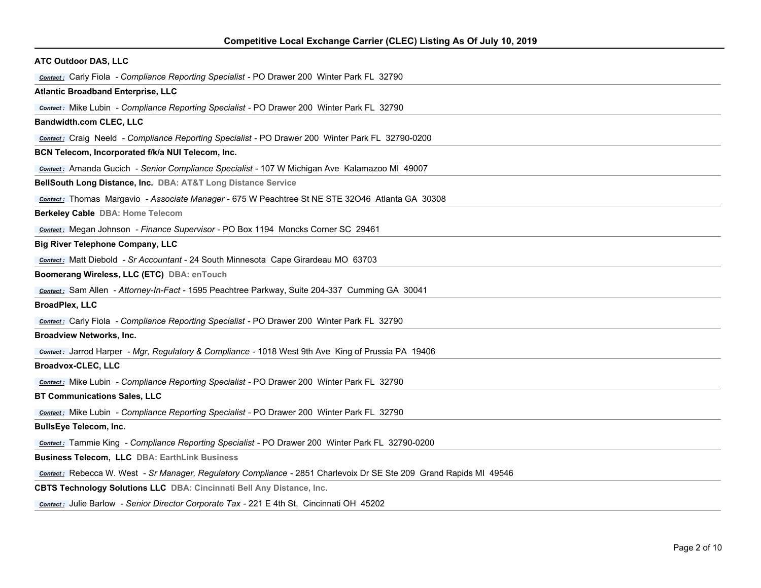## Competitive Local Exchange Carrier (CLEC) Listing As Of July 10, 2019

**ATC Outdoor DAS, LLC**

*Contact :* Carly Fiola - *Compliance Reporting Specialist* - PO Drawer 200 Winter Park FL 32790

**Atlantic Broadband Enterprise, LLC**

*Contact :* Mike Lubin - *Compliance Reporting Specialist* - PO Drawer 200 Winter Park FL 32790

**Bandwidth.com CLEC, LLC**

*Contact :* Craig Neeld - *Compliance Reporting Specialist* - PO Drawer 200 Winter Park FL 32790-0200

**BCN Telecom, Incorporated f/k/a NUI Telecom, Inc.**

*Contact :* Amanda Gucich - *Senior Compliance Specialist* - 107 W Michigan Ave Kalamazoo MI 49007

**BellSouth Long Distance, Inc.** DBA: AT&T Long Distance Service

*Contact :* Thomas Margavio - *Associate Manager* - 675 W Peachtree St NE STE 32O46 Atlanta GA 30308

**Berkeley Cable** DBA: Home Telecom

*Contact :* Megan Johnson - *Finance Supervisor* - PO Box 1194 Moncks Corner SC 29461

**Big River Telephone Company, LLC**

*Contact :* Matt Diebold - *Sr Accountant* - 24 South Minnesota Cape Girardeau MO 63703

**Boomerang Wireless, LLC (ETC)** DBA: enTouch

*Contact :* Sam Allen - *Attorney-In-Fact* - 1595 Peachtree Parkway, Suite 204-337 Cumming GA 30041

**BroadPlex, LLC**

*Contact :* Carly Fiola - *Compliance Reporting Specialist* - PO Drawer 200 Winter Park FL 32790

**Broadview Networks, Inc.**

*Contact :* Jarrod Harper - *Mgr, Regulatory & Compliance* - 1018 West 9th Ave King of Prussia PA 19406

**Broadvox-CLEC, LLC**

*Contact :* Mike Lubin - *Compliance Reporting Specialist* - PO Drawer 200 Winter Park FL 32790

**BT Communications Sales, LLC**

*Contact :* Mike Lubin - *Compliance Reporting Specialist* - PO Drawer 200 Winter Park FL 32790

**BullsEye Telecom, Inc.**

*Contact :* Tammie King - *Compliance Reporting Specialist* - PO Drawer 200 Winter Park FL 32790-0200

**Business Telecom, LLC** DBA: EarthLink Business

*Contact :* Rebecca W. West - *Sr Manager, Regulatory Compliance* - 2851 Charlevoix Dr SE Ste 209 Grand Rapids MI 49546

**CBTS Technology Solutions LLC** DBA: Cincinnati Bell Any Distance, Inc.

*Contact :* Julie Barlow - *Senior Director Corporate Tax* - 221 E 4th St, Cincinnati OH 45202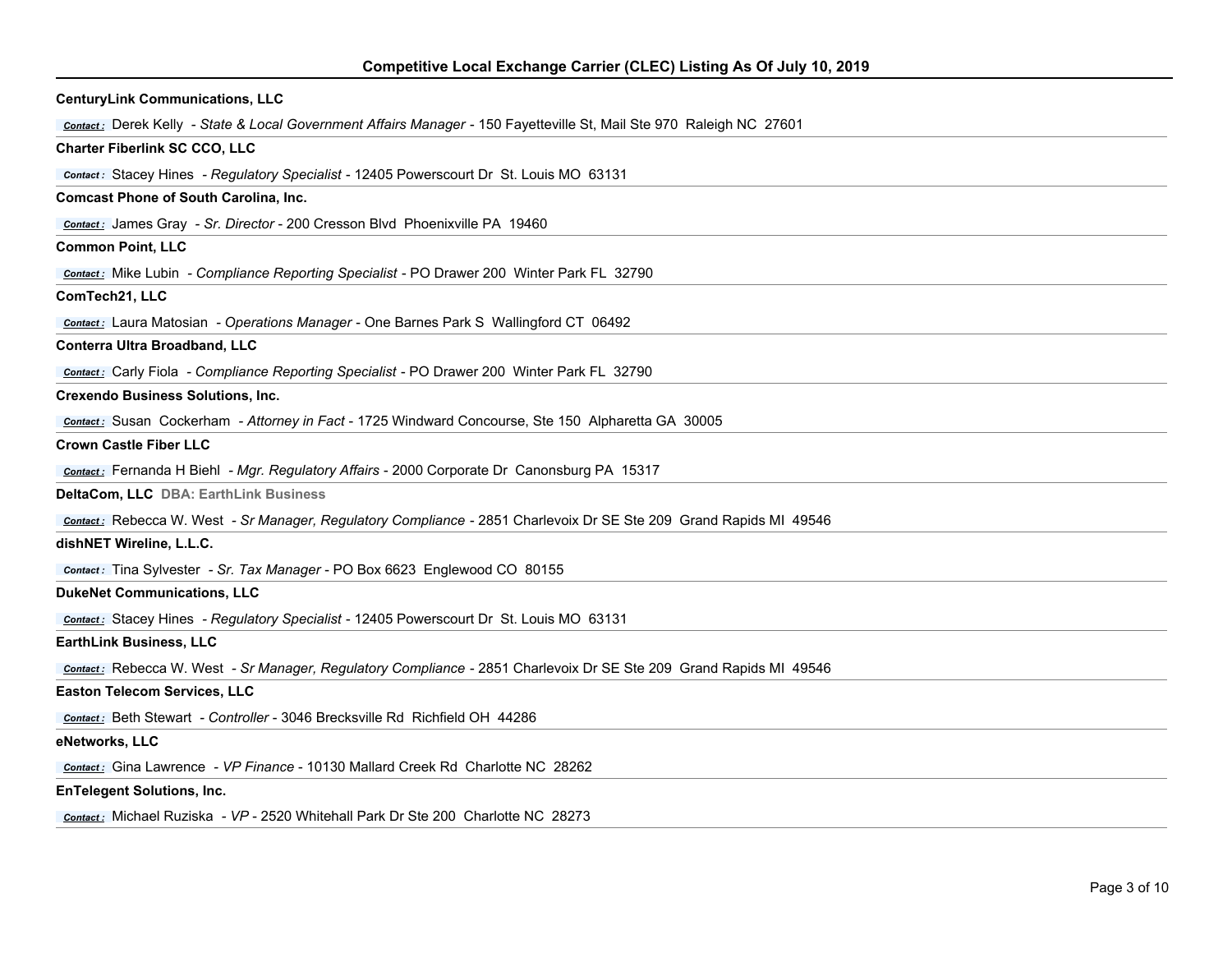**CenturyLink Communications, LLC**

*Contact :* Derek Kelly - *State & Local Government Affairs Manager* - 150 Fayetteville St, Mail Ste 970 Raleigh NC 27601

**Charter Fiberlink SC CCO, LLC**

*Contact :* Stacey Hines - *Regulatory Specialist* - 12405 Powerscourt Dr St. Louis MO 63131

**Comcast Phone of South Carolina, Inc.**

*Contact :* James Gray - *Sr. Director* - 200 Cresson Blvd Phoenixville PA 19460

**Common Point, LLC**

*Contact :* Mike Lubin - *Compliance Reporting Specialist* - PO Drawer 200 Winter Park FL 32790

**ComTech21, LLC**

*Contact :* Laura Matosian - *Operations Manager* - One Barnes Park S Wallingford CT 06492

**Conterra Ultra Broadband, LLC**

*Contact :* Carly Fiola - *Compliance Reporting Specialist* - PO Drawer 200 Winter Park FL 32790

**Crexendo Business Solutions, Inc.**

*Contact :* Susan Cockerham - *Attorney in Fact* - 1725 Windward Concourse, Ste 150 Alpharetta GA 30005

**Crown Castle Fiber LLC**

*Contact :* Fernanda H Biehl - *Mgr. Regulatory Affairs* - 2000 Corporate Dr Canonsburg PA 15317

**DeltaCom, LLC** **DBA: EarthLink Business**

*Contact :* Rebecca W. West - *Sr Manager, Regulatory Compliance* - 2851 Charlevoix Dr SE Ste 209 Grand Rapids MI 49546

**dishNET Wireline, L.L.C.**

*Contact :* Tina Sylvester - *Sr. Tax Manager* - PO Box 6623 Englewood CO 80155

**DukeNet Communications, LLC**

*Contact :* Stacey Hines - *Regulatory Specialist* - 12405 Powerscourt Dr St. Louis MO 63131

**EarthLink Business, LLC**

*Contact :* Rebecca W. West - *Sr Manager, Regulatory Compliance* - 2851 Charlevoix Dr SE Ste 209 Grand Rapids MI 49546

**Easton Telecom Services, LLC**

*Contact :* Beth Stewart - *Controller* - 3046 Brecksville Rd Richfield OH 44286

**eNetworks, LLC**

*Contact :* Gina Lawrence - *VP Finance* - 10130 Mallard Creek Rd Charlotte NC 28262

**EnTelegent Solutions, Inc.**

*Contact :* Michael Ruziska - *VP* - 2520 Whitehall Park Dr Ste 200 Charlotte NC 28273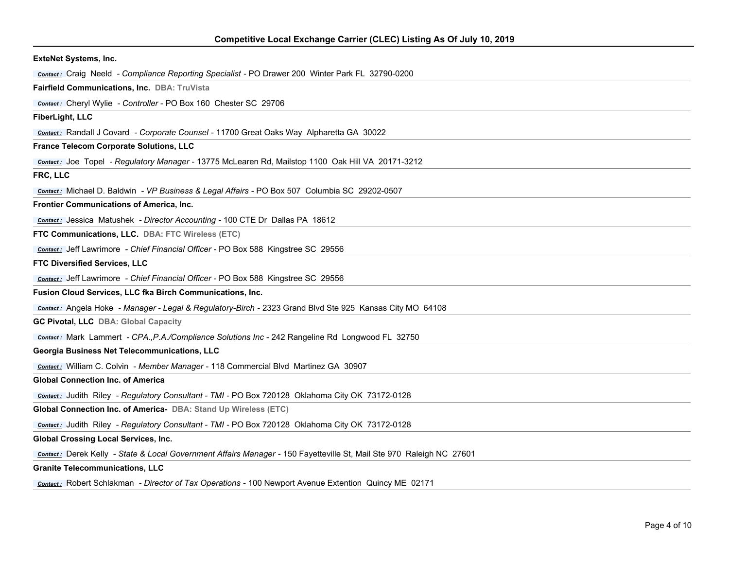## Competitive Local Exchange Carrier (CLEC) Listing As Of July 10, 2019

**ExteNet Systems, Inc.**

Contact : Craig Neeld - *Compliance Reporting Specialist* - PO Drawer 200 Winter Park FL 32790-0200

**Fairfield Communications, Inc.** **DBA: TruVista**

Contact : Cheryl Wylie - *Controller* - PO Box 160 Chester SC 29706

**FiberLight, LLC**

Contact : Randall J Covard - *Corporate Counsel* - 11700 Great Oaks Way Alpharetta GA 30022

**France Telecom Corporate Solutions, LLC**

Contact : Joe Topel - *Regulatory Manager* - 13775 McLearen Rd, Mailstop 1100 Oak Hill VA 20171-3212

**FRC, LLC**

Contact : Michael D. Baldwin - *VP Business & Legal Affairs* - PO Box 507 Columbia SC 29202-0507

**Frontier Communications of America, Inc.**

Contact : Jessica Matushek - *Director Accounting* - 100 CTE Dr Dallas PA 18612

**FTC Communications, LLC.** **DBA: FTC Wireless (ETC)**

Contact : Jeff Lawrimore - *Chief Financial Officer* - PO Box 588 Kingstree SC 29556

**FTC Diversified Services, LLC**

Contact : Jeff Lawrimore - *Chief Financial Officer* - PO Box 588 Kingstree SC 29556

**Fusion Cloud Services, LLC fka Birch Communications, Inc.**

Contact : Angela Hoke - *Manager - Legal & Regulatory-Birch* - 2323 Grand Blvd Ste 925 Kansas City MO 64108

**GC Pivotal, LLC** **DBA: Global Capacity**

Contact : Mark Lammert - *CPA.,P.A./Compliance Solutions Inc* - 242 Rangeline Rd Longwood FL 32750

**Georgia Business Net Telecommunications, LLC**

Contact : William C. Colvin - *Member Manager* - 118 Commercial Blvd Martinez GA 30907

**Global Connection Inc. of America**

Contact : Judith Riley - *Regulatory Consultant - TMI* - PO Box 720128 Oklahoma City OK 73172-0128

**Global Connection Inc. of America-** **DBA: Stand Up Wireless (ETC)**

Contact : Judith Riley - *Regulatory Consultant - TMI* - PO Box 720128 Oklahoma City OK 73172-0128

**Global Crossing Local Services, Inc.**

Contact : Derek Kelly - *State & Local Government Affairs Manager* - 150 Fayetteville St, Mail Ste 970 Raleigh NC 27601

**Granite Telecommunications, LLC**

Contact : Robert Schlakman - *Director of Tax Operations* - 100 Newport Avenue Extention Quincy ME 02171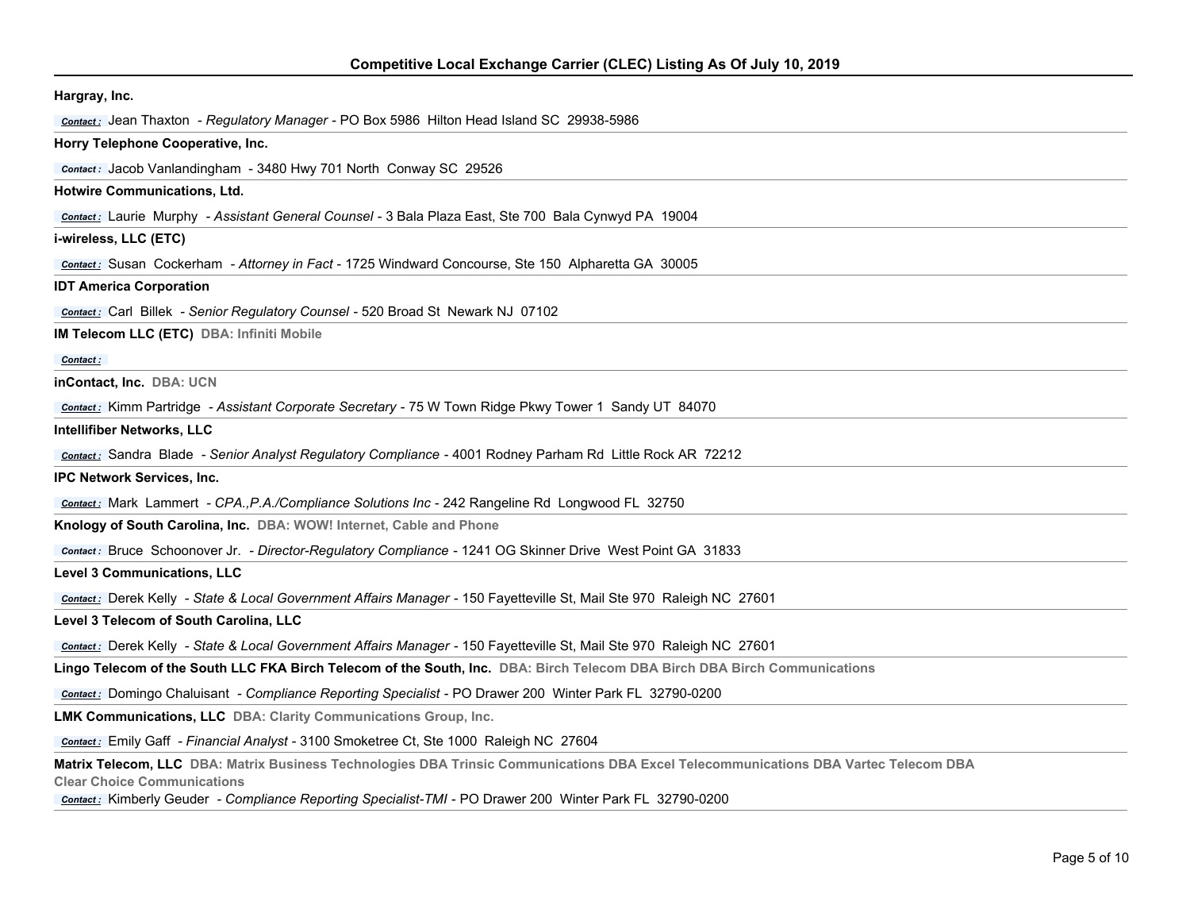## Competitive Local Exchange Carrier (CLEC) Listing As Of July 10, 2019

**Hargray, Inc.**

Contact : Jean Thaxton - *Regulatory Manager* - PO Box 5986 Hilton Head Island SC 29938-5986

**Horry Telephone Cooperative, Inc.**

Contact : Jacob Vanlandingham - 3480 Hwy 701 North Conway SC 29526

**Hotwire Communications, Ltd.**

Contact : Laurie Murphy - *Assistant General Counsel* - 3 Bala Plaza East, Ste 700 Bala Cynwyd PA 19004

**i-wireless, LLC (ETC)**

Contact : Susan Cockerham - *Attorney in Fact* - 1725 Windward Concourse, Ste 150 Alpharetta GA 30005

**IDT America Corporation**

Contact : Carl Billek - *Senior Regulatory Counsel* - 520 Broad St Newark NJ 07102

**IM Telecom LLC (ETC)** DBA: Infiniti Mobile

Contact :

**inContact, Inc.** DBA: UCN

Contact : Kimm Partridge - *Assistant Corporate Secretary* - 75 W Town Ridge Pkwy Tower 1 Sandy UT 84070

**Intellifiber Networks, LLC**

Contact : Sandra Blade - *Senior Analyst Regulatory Compliance* - 4001 Rodney Parham Rd Little Rock AR 72212

**IPC Network Services, Inc.**

Contact : Mark Lammert - *CPA.,P.A./Compliance Solutions Inc* - 242 Rangeline Rd Longwood FL 32750

**Knology of South Carolina, Inc.** DBA: WOW! Internet, Cable and Phone

Contact : Bruce Schoonover Jr. - *Director-Regulatory Compliance* - 1241 OG Skinner Drive West Point GA 31833

**Level 3 Communications, LLC**

Contact : Derek Kelly - *State & Local Government Affairs Manager* - 150 Fayetteville St, Mail Ste 970 Raleigh NC 27601

**Level 3 Telecom of South Carolina, LLC**

Contact : Derek Kelly - *State & Local Government Affairs Manager* - 150 Fayetteville St, Mail Ste 970 Raleigh NC 27601

**Lingo Telecom of the South LLC FKA Birch Telecom of the South, Inc.** DBA: Birch Telecom DBA Birch DBA Birch Communications

Contact : Domingo Chaluisant - *Compliance Reporting Specialist* - PO Drawer 200 Winter Park FL 32790-0200

**LMK Communications, LLC** DBA: Clarity Communications Group, Inc.

Contact : Emily Gaff - *Financial Analyst* - 3100 Smoketree Ct, Ste 1000 Raleigh NC 27604

**Matrix Telecom, LLC** DBA: Matrix Business Technologies DBA Trinsic Communications DBA Excel Telecommunications DBA Vartec Telecom DBA Clear Choice Communications

Contact : Kimberly Geuder - *Compliance Reporting Specialist-TMI* - PO Drawer 200 Winter Park FL 32790-0200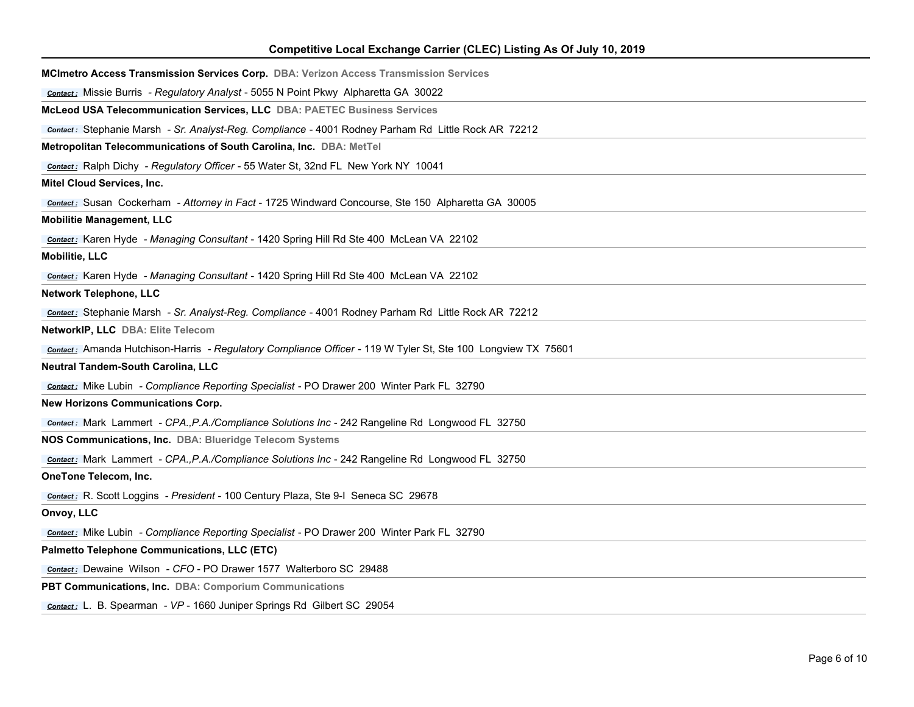# Competitive Local Exchange Carrier (CLEC) Listing As Of July 10, 2019

**MCImetro Access Transmission Services Corp.** DBA: Verizon Access Transmission Services

Contact : Missie Burris - *Regulatory Analyst* - 5055 N Point Pkwy Alpharetta GA 30022

**McLeod USA Telecommunication Services, LLC** DBA: PAETEC Business Services

Contact : Stephanie Marsh - *Sr. Analyst-Reg. Compliance* - 4001 Rodney Parham Rd Little Rock AR 72212

**Metropolitan Telecommunications of South Carolina, Inc.** DBA: MetTel

Contact : Ralph Dichy - *Regulatory Officer* - 55 Water St, 32nd FL New York NY 10041

**Mitel Cloud Services, Inc.**

Contact : Susan Cockerham - *Attorney in Fact* - 1725 Windward Concourse, Ste 150 Alpharetta GA 30005

**Mobilitie Management, LLC**

Contact : Karen Hyde - *Managing Consultant* - 1420 Spring Hill Rd Ste 400 McLean VA 22102

**Mobilitie, LLC**

Contact : Karen Hyde - *Managing Consultant* - 1420 Spring Hill Rd Ste 400 McLean VA 22102

**Network Telephone, LLC**

Contact : Stephanie Marsh - *Sr. Analyst-Reg. Compliance* - 4001 Rodney Parham Rd Little Rock AR 72212

**NetworkIP, LLC** DBA: Elite Telecom

Contact : Amanda Hutchison-Harris - *Regulatory Compliance Officer* - 119 W Tyler St, Ste 100 Longview TX 75601

**Neutral Tandem-South Carolina, LLC**

Contact : Mike Lubin - *Compliance Reporting Specialist* - PO Drawer 200 Winter Park FL 32790

**New Horizons Communications Corp.**

Contact : Mark Lammert - *CPA.,P.A./Compliance Solutions Inc* - 242 Rangeline Rd Longwood FL 32750

**NOS Communications, Inc.** DBA: Blueridge Telecom Systems

Contact : Mark Lammert - *CPA.,P.A./Compliance Solutions Inc* - 242 Rangeline Rd Longwood FL 32750

**OneTone Telecom, Inc.**

Contact : R. Scott Loggins - *President* - 100 Century Plaza, Ste 9-I Seneca SC 29678

**Onvoy, LLC**

Contact : Mike Lubin - *Compliance Reporting Specialist* - PO Drawer 200 Winter Park FL 32790

**Palmetto Telephone Communications, LLC (ETC)**

Contact : Dewaine Wilson - *CFO* - PO Drawer 1577 Walterboro SC 29488

**PBT Communications, Inc.** DBA: Comporium Communications

Contact : L. B. Spearman - *VP* - 1660 Juniper Springs Rd Gilbert SC 29054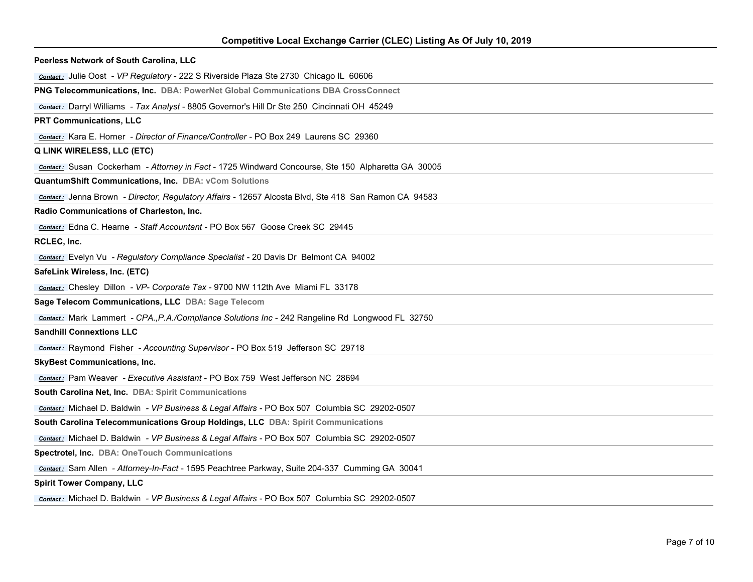## Competitive Local Exchange Carrier (CLEC) Listing As Of July 10, 2019

**Peerless Network of South Carolina, LLC**

*Contact :* Julie Oost - *VP Regulatory* - 222 S Riverside Plaza Ste 2730 Chicago IL 60606

**PNG Telecommunications, Inc.** **DBA: PowerNet Global Communications DBA CrossConnect**

*Contact :* Darryl Williams - *Tax Analyst* - 8805 Governor's Hill Dr Ste 250 Cincinnati OH 45249

**PRT Communications, LLC**

*Contact :* Kara E. Horner - *Director of Finance/Controller* - PO Box 249 Laurens SC 29360

**Q LINK WIRELESS, LLC (ETC)**

*Contact :* Susan Cockerham - *Attorney in Fact* - 1725 Windward Concourse, Ste 150 Alpharetta GA 30005

**QuantumShift Communications, Inc.** **DBA: vCom Solutions**

*Contact :* Jenna Brown - *Director, Regulatory Affairs* - 12657 Alcosta Blvd, Ste 418 San Ramon CA 94583

**Radio Communications of Charleston, Inc.**

*Contact :* Edna C. Hearne - *Staff Accountant* - PO Box 567 Goose Creek SC 29445

**RCLEC, Inc.**

*Contact :* Evelyn Vu - *Regulatory Compliance Specialist* - 20 Davis Dr Belmont CA 94002

**SafeLink Wireless, Inc. (ETC)**

*Contact :* Chesley Dillon - *VP- Corporate Tax* - 9700 NW 112th Ave Miami FL 33178

**Sage Telecom Communications, LLC** **DBA: Sage Telecom**

*Contact :* Mark Lammert - *CPA.,P.A./Compliance Solutions Inc* - 242 Rangeline Rd Longwood FL 32750

**Sandhill Connextions LLC**

*Contact :* Raymond Fisher - *Accounting Supervisor* - PO Box 519 Jefferson SC 29718

**SkyBest Communications, Inc.**

*Contact :* Pam Weaver - *Executive Assistant* - PO Box 759 West Jefferson NC 28694

**South Carolina Net, Inc.** **DBA: Spirit Communications**

*Contact :* Michael D. Baldwin - *VP Business & Legal Affairs* - PO Box 507 Columbia SC 29202-0507

**South Carolina Telecommunications Group Holdings, LLC** **DBA: Spirit Communications**

*Contact :* Michael D. Baldwin - *VP Business & Legal Affairs* - PO Box 507 Columbia SC 29202-0507

**Spectrotel, Inc.** **DBA: OneTouch Communications**

*Contact :* Sam Allen - *Attorney-In-Fact* - 1595 Peachtree Parkway, Suite 204-337 Cumming GA 30041

**Spirit Tower Company, LLC**

*Contact :* Michael D. Baldwin - *VP Business & Legal Affairs* - PO Box 507 Columbia SC 29202-0507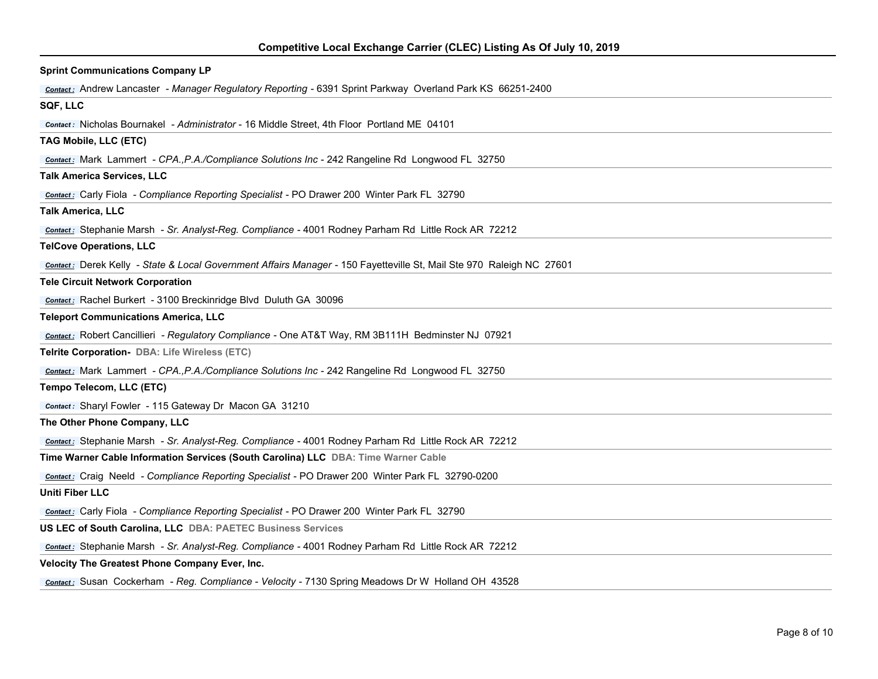**Sprint Communications Company LP**

*Contact :* Andrew Lancaster - *Manager Regulatory Reporting* - 6391 Sprint Parkway Overland Park KS 66251-2400

**SQF, LLC**

*Contact :* Nicholas Bournakel - *Administrator* - 16 Middle Street, 4th Floor Portland ME 04101

**TAG Mobile, LLC (ETC)**

*Contact :* Mark Lammert - *CPA.,P.A./Compliance Solutions Inc* - 242 Rangeline Rd Longwood FL 32750

**Talk America Services, LLC**

*Contact :* Carly Fiola - *Compliance Reporting Specialist* - PO Drawer 200 Winter Park FL 32790

**Talk America, LLC**

*Contact :* Stephanie Marsh - *Sr. Analyst-Reg. Compliance* - 4001 Rodney Parham Rd Little Rock AR 72212

**TelCove Operations, LLC**

*Contact :* Derek Kelly - *State & Local Government Affairs Manager* - 150 Fayetteville St, Mail Ste 970 Raleigh NC 27601

**Tele Circuit Network Corporation**

*Contact :* Rachel Burkert - 3100 Breckinridge Blvd Duluth GA 30096

**Teleport Communications America, LLC**

*Contact :* Robert Cancillieri - *Regulatory Compliance* - One AT&T Way, RM 3B111H Bedminster NJ 07921

**Telrite Corporation-** **DBA: Life Wireless (ETC)**

*Contact :* Mark Lammert - *CPA.,P.A./Compliance Solutions Inc* - 242 Rangeline Rd Longwood FL 32750

**Tempo Telecom, LLC (ETC)**

*Contact :* Sharyl Fowler - 115 Gateway Dr Macon GA 31210

**The Other Phone Company, LLC**

*Contact :* Stephanie Marsh - *Sr. Analyst-Reg. Compliance* - 4001 Rodney Parham Rd Little Rock AR 72212

**Time Warner Cable Information Services (South Carolina) LLC** **DBA: Time Warner Cable**

*Contact :* Craig Neeld - *Compliance Reporting Specialist* - PO Drawer 200 Winter Park FL 32790-0200

**Uniti Fiber LLC**

*Contact :* Carly Fiola - *Compliance Reporting Specialist* - PO Drawer 200 Winter Park FL 32790

**US LEC of South Carolina, LLC** **DBA: PAETEC Business Services**

*Contact :* Stephanie Marsh - *Sr. Analyst-Reg. Compliance* - 4001 Rodney Parham Rd Little Rock AR 72212

**Velocity The Greatest Phone Company Ever, Inc.**

*Contact :* Susan Cockerham - *Reg. Compliance - Velocity* - 7130 Spring Meadows Dr W Holland OH 43528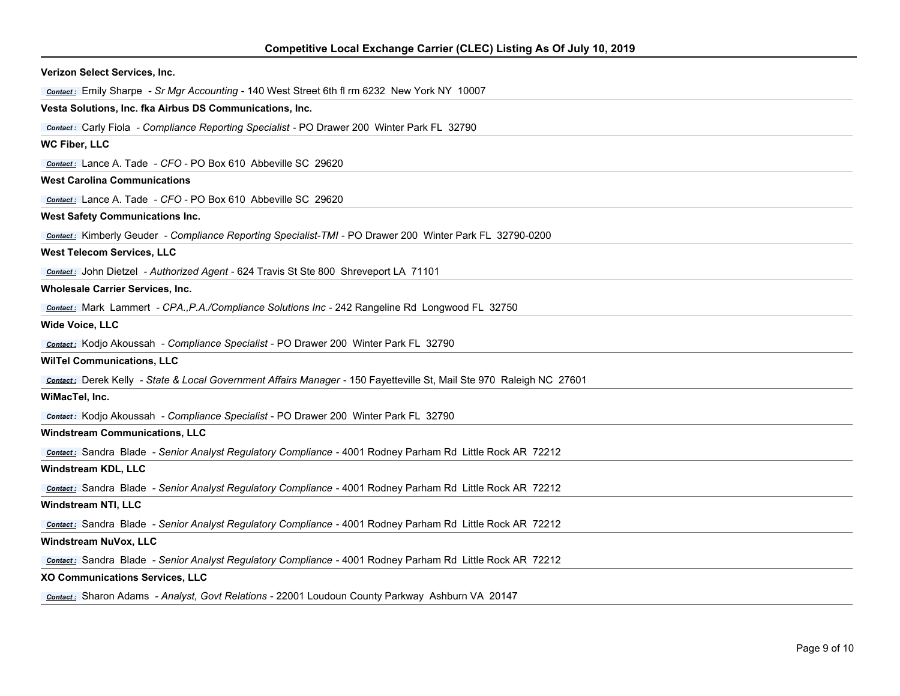**Verizon Select Services, Inc.**

*Contact :* Emily Sharpe - *Sr Mgr Accounting* - 140 West Street 6th fl rm 6232 New York NY 10007

**Vesta Solutions, Inc. fka Airbus DS Communications, Inc.**

*Contact :* Carly Fiola - *Compliance Reporting Specialist* - PO Drawer 200 Winter Park FL 32790

**WC Fiber, LLC**

*Contact :* Lance A. Tade - *CFO* - PO Box 610 Abbeville SC 29620

**West Carolina Communications**

*Contact :* Lance A. Tade - *CFO* - PO Box 610 Abbeville SC 29620

**West Safety Communications Inc.**

*Contact :* Kimberly Geuder - *Compliance Reporting Specialist-TMI* - PO Drawer 200 Winter Park FL 32790-0200

**West Telecom Services, LLC**

*Contact :* John Dietzel - *Authorized Agent* - 624 Travis St Ste 800 Shreveport LA 71101

**Wholesale Carrier Services, Inc.**

*Contact :* Mark Lammert - *CPA.,P.A./Compliance Solutions Inc* - 242 Rangeline Rd Longwood FL 32750

**Wide Voice, LLC**

*Contact :* Kodjo Akoussah - *Compliance Specialist* - PO Drawer 200 Winter Park FL 32790

**WilTel Communications, LLC**

*Contact :* Derek Kelly - *State & Local Government Affairs Manager* - 150 Fayetteville St, Mail Ste 970 Raleigh NC 27601

**WiMacTel, Inc.**

*Contact :* Kodjo Akoussah - *Compliance Specialist* - PO Drawer 200 Winter Park FL 32790

**Windstream Communications, LLC**

*Contact :* Sandra Blade - *Senior Analyst Regulatory Compliance* - 4001 Rodney Parham Rd Little Rock AR 72212

**Windstream KDL, LLC**

*Contact :* Sandra Blade - *Senior Analyst Regulatory Compliance* - 4001 Rodney Parham Rd Little Rock AR 72212

**Windstream NTI, LLC**

*Contact :* Sandra Blade - *Senior Analyst Regulatory Compliance* - 4001 Rodney Parham Rd Little Rock AR 72212

**Windstream NuVox, LLC**

*Contact :* Sandra Blade - *Senior Analyst Regulatory Compliance* - 4001 Rodney Parham Rd Little Rock AR 72212

**XO Communications Services, LLC**

*Contact :* Sharon Adams - *Analyst, Govt Relations* - 22001 Loudoun County Parkway Ashburn VA 20147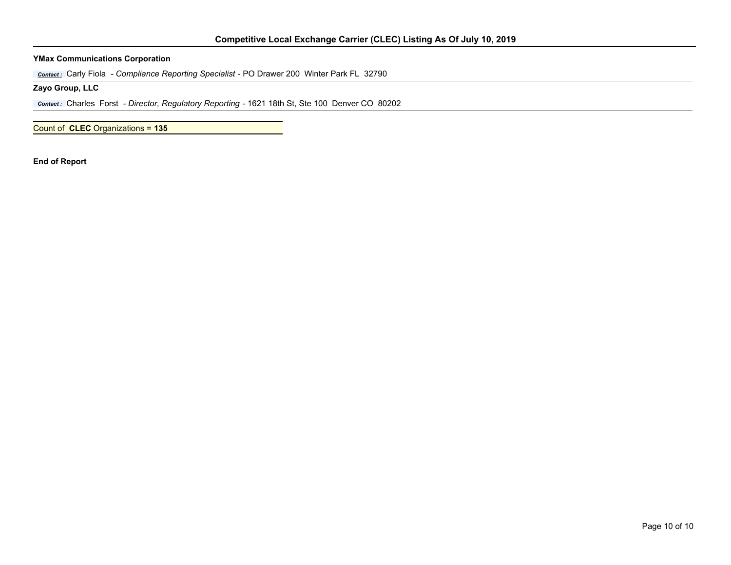**Competitive Local Exchange Carrier (CLEC) Listing As Of July 10, 2019**

**YMax Communications Corporation**

*Contact :* Carly Fiola - *Compliance Reporting Specialist* - PO Drawer 200 Winter Park FL 32790

**Zayo Group, LLC**

*Contact :* Charles Forst - *Director, Regulatory Reporting* - 1621 18th St, Ste 100 Denver CO 80202

Count of **CLEC** Organizations = **135**

**End of Report**